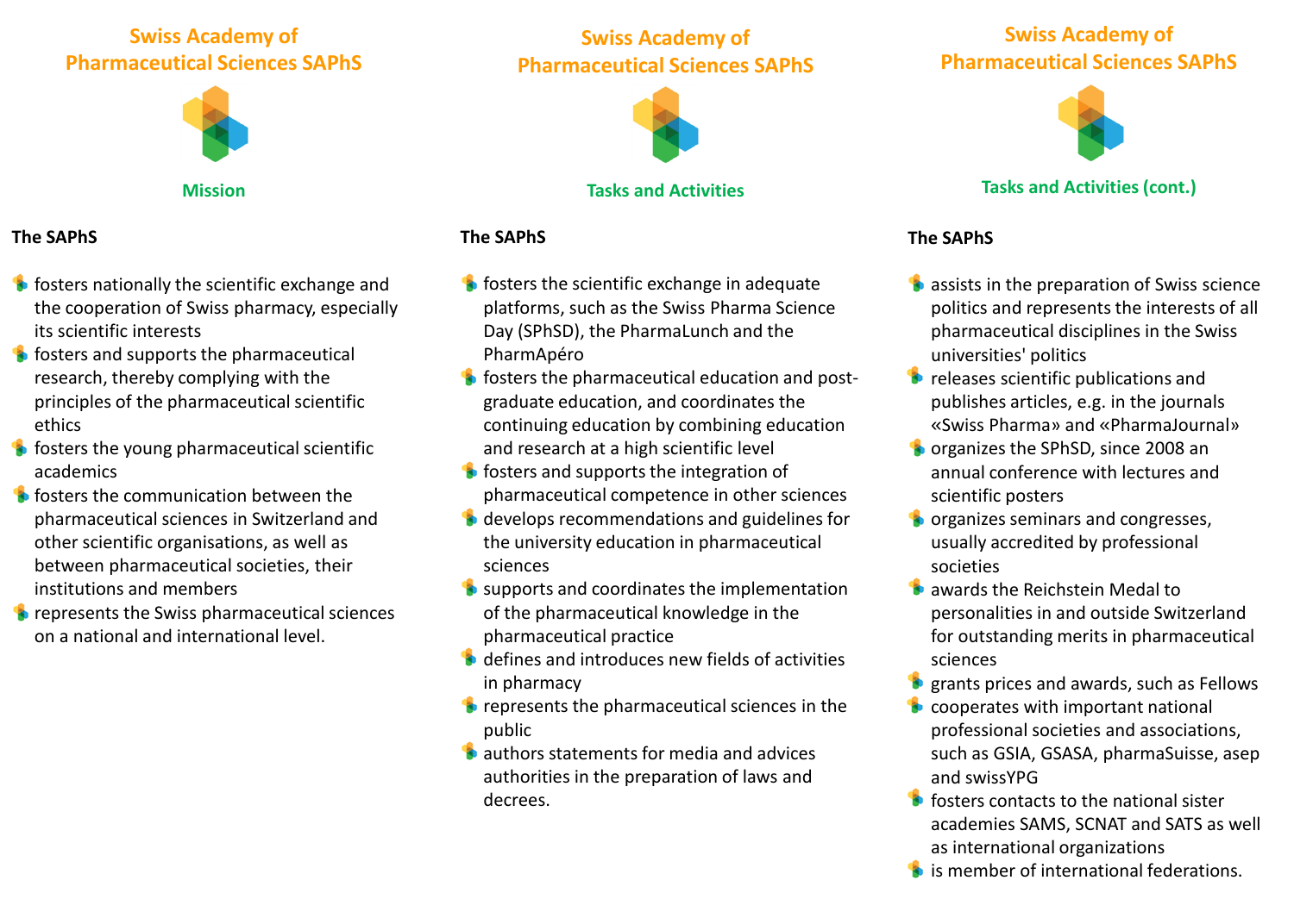## Swiss Academy of Pharmaceutical Sciences SAPhS

### Mission

**The SAPhS**

- fosters nationally the scientific exchange and the cooperation of Swiss pharmacy, especially its scientific interests
- fosters and supports the pharmaceutical research, thereby complying with the principles of the pharmaceutical scientific ethics
- fosters the young pharmaceutical scientific academics
- fosters the communication between the pharmaceutical sciences in Switzerland and other scientific organisations, as well as between pharmaceutical societies, their institutions and members
- represents the Swiss pharmaceutical sciences on a national and international level.

## Swiss Academy of Pharmaceutical Sciences SAPhS

### Tasks and Activities

**The SAPhS**

- fosters the scientific exchange in adequate platforms, such as the Swiss Pharma Science Day (SPhSD), the PharmaLunch and the PharmApéro
- fosters the pharmaceutical education and post-graduate education, and coordinates the continuing education by combining education and research at a high scientific level
- fosters and supports the integration of pharmaceutical competence in other sciences
- develops recommendations and guidelines for the university education in pharmaceutical sciences
- supports and coordinates the implementation of the pharmaceutical knowledge in the pharmaceutical practice
- defines and introduces new fields of activities in pharmacy
- represents the pharmaceutical sciences in the public
- authors statements for media and advices authorities in the preparation of laws and decrees.

## Swiss Academy of Pharmaceutical Sciences SAPhS

### Tasks and Activities (cont.)

**The SAPhS**

- assists in the preparation of Swiss science politics and represents the interests of all pharmaceutical disciplines in the Swiss universities' politics
- releases scientific publications and publishes articles, e.g. in the journals «Swiss Pharma» and «PharmaJournal»
- organizes the SPhSD, since 2008 an annual conference with lectures and scientific posters
- organizes seminars and congresses, usually accredited by professional societies
- awards the Reichstein Medal to personalities in and outside Switzerland for outstanding merits in pharmaceutical sciences
- grants prices and awards, such as Fellows
- cooperates with important national professional societies and associations, such as GSIA, GSASA, pharmaSuisse, asep and swissYPG
- fosters contacts to the national sister academies SAMS, SCNAT and SATS as well as international organizations
- is member of international federations.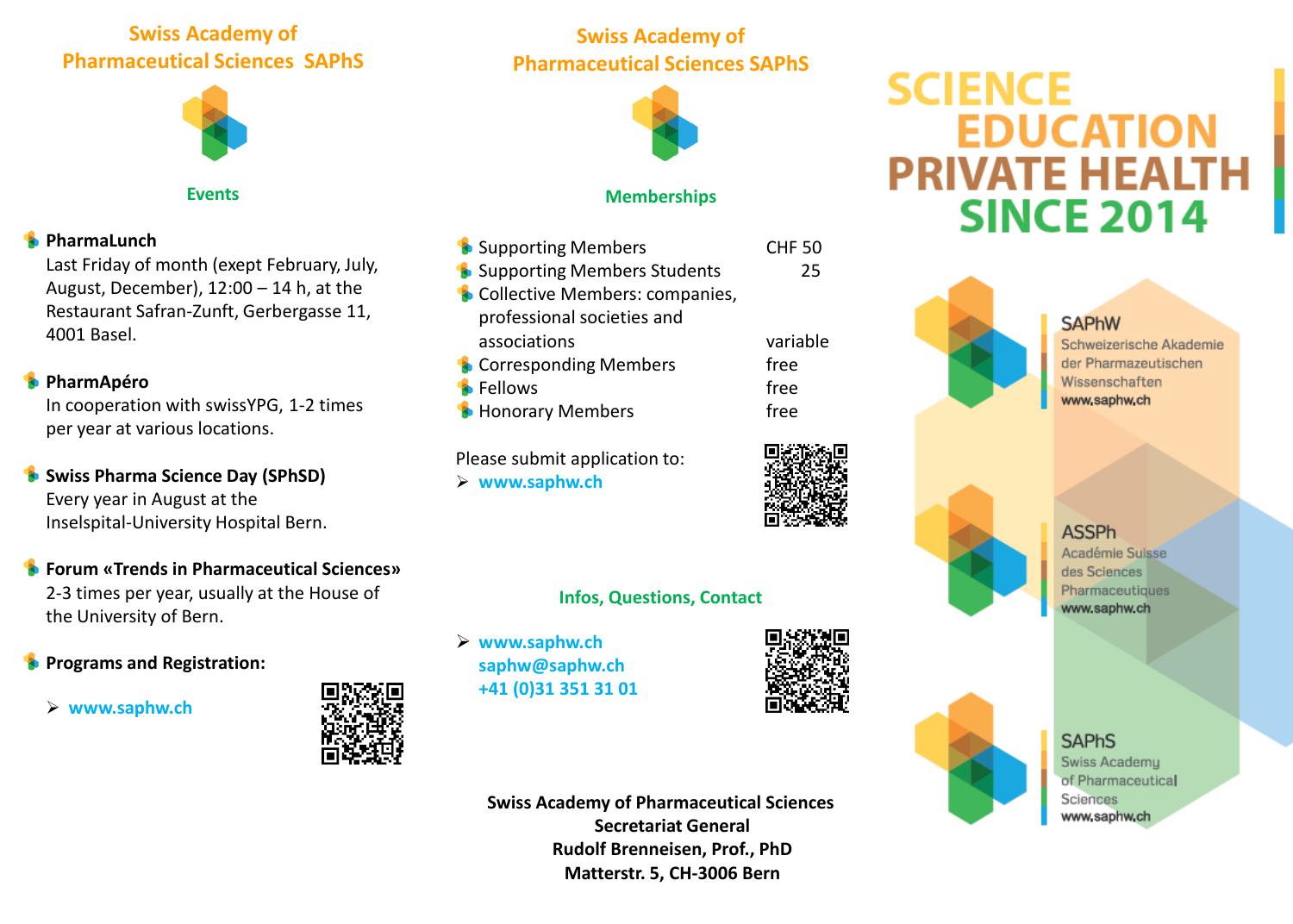## Swiss Academy of Pharmaceutical Sciences SAPhS

### Events

**PharmaLunch**
Last Friday of month (exept February, July, August, December), 12:00 – 14 h, at the Restaurant Safran-Zunft, Gerbergasse 11, 4001 Basel.

**PharmApéro**
In cooperation with swissYPG, 1-2 times per year at various locations.

**Swiss Pharma Science Day (SPhSD)**
Every year in August at the Inselspital-University Hospital Bern.

**Forum «Trends in Pharmaceutical Sciences»**
2-3 times per year, usually at the House of the University of Bern.

**Programs and Registration:**

- **www.saphw.ch**

## Swiss Academy of Pharmaceutical Sciences SAPhS

### Memberships

| | |
|---|---|
| Supporting Members | CHF 50 |
| Supporting Members Students | 25 |
| Collective Members: companies, professional societies and associations | variable |
| Corresponding Members | free |
| Fellows | free |
| Honorary Members | free |

Please submit application to:

- **www.saphw.ch**

### Infos, Questions, Contact

- **www.saphw.ch**
  **saphw@saphw.ch**
  **+41 (0)31 351 31 01**

**Swiss Academy of Pharmaceutical Sciences**
**Secretariat General**
**Rudolf Brenneisen, Prof., PhD**
**Matterstr. 5, CH-3006 Bern**

# SCIENCE EDUCATION PRIVATE HEALTH SINCE 2014

SAPhW
Schweizerische Akademie der Pharmazeutischen Wissenschaften
www.saphw.ch

ASSPh
Académie Suisse des Sciences Pharmaceutiques
www.saphw.ch

SAPhS
Swiss Academy of Pharmaceutical Sciences
www.saphw.ch